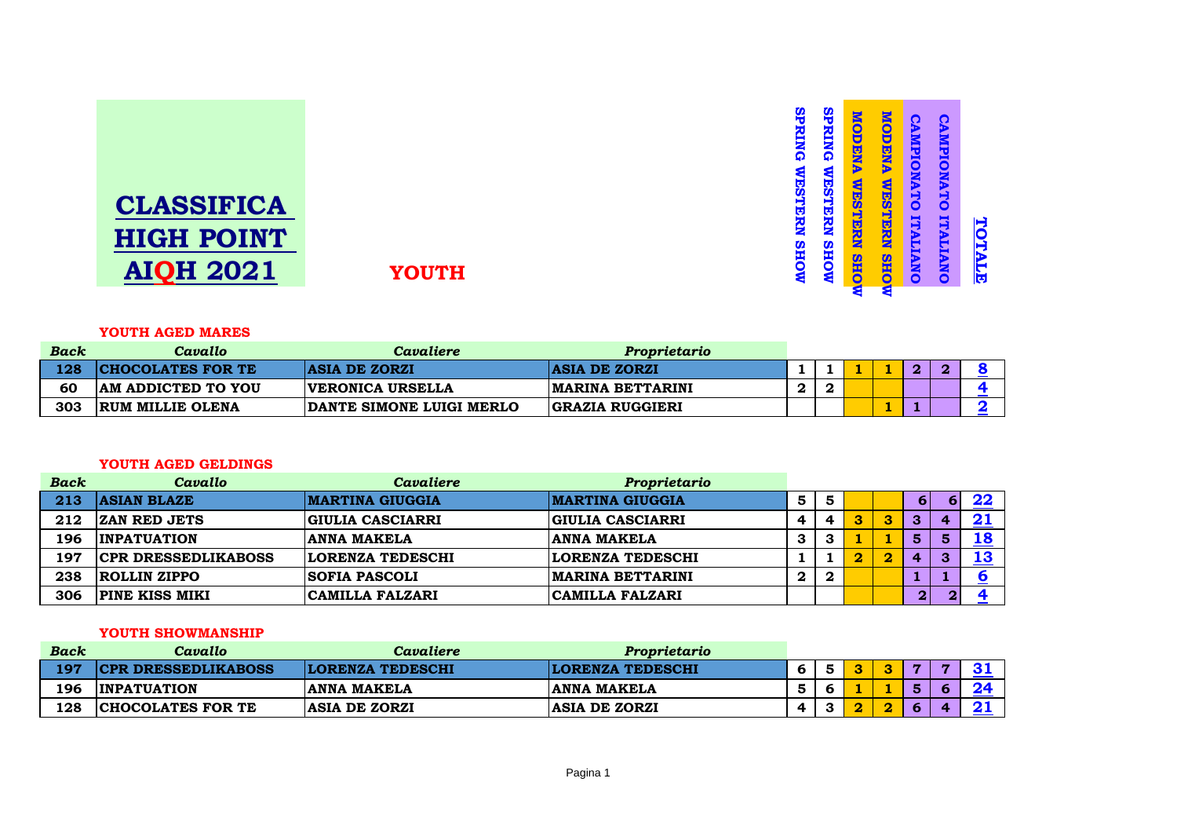# CLASSIFICA HIGH POINT AIQH 2021

## YOUTH

### YOUTH AGED MARES

| Back | Cavallo | Cavaliere | Proprietario | SPRING WESTERN SHOW | SPRING WESTERN SHOW | MODENA WESTERN SHOW | MODENA WESTERN SHOW | CAMPIONATO ITALIANO | CAMPIONATO ITALIANO | TOTALE |
|---|---|---|---|---|---|---|---|---|---|---|
| 128 | CHOCOLATES FOR TE | ASIA DE ZORZI | ASIA DE ZORZI | 1 | 1 | 1 | 1 | 2 | 2 | 8 |
| 60 | AM ADDICTED TO YOU | VERONICA URSELLA | MARINA BETTARINI | 2 | 2 | | | | | 4 |
| 303 | RUM MILLIE OLENA | DANTE SIMONE LUIGI MERLO | GRAZIA RUGGIERI | | | | 1 | 1 | | 2 |

### YOUTH AGED GELDINGS

| Back | Cavallo | Cavaliere | Proprietario | SPRING WESTERN SHOW | SPRING WESTERN SHOW | MODENA WESTERN SHOW | MODENA WESTERN SHOW | CAMPIONATO ITALIANO | CAMPIONATO ITALIANO | TOTALE |
|---|---|---|---|---|---|---|---|---|---|---|
| 213 | ASIAN BLAZE | MARTINA GIUGGIA | MARTINA GIUGGIA | 5 | 5 | | | 6 | 6 | 22 |
| 212 | ZAN RED JETS | GIULIA CASCIARRI | GIULIA CASCIARRI | 4 | 4 | 3 | 3 | 3 | 4 | 21 |
| 196 | INPATUATION | ANNA MAKELA | ANNA MAKELA | 3 | 3 | 1 | 1 | 5 | 5 | 18 |
| 197 | CPR DRESSEDLIKABOSS | LORENZA TEDESCHI | LORENZA TEDESCHI | 1 | 1 | 2 | 2 | 4 | 3 | 13 |
| 238 | ROLLIN ZIPPO | SOFIA PASCOLI | MARINA BETTARINI | 2 | 2 | | | 1 | 1 | 6 |
| 306 | PINE KISS MIKI | CAMILLA FALZARI | CAMILLA FALZARI | | | | | 2 | 2 | 4 |

### YOUTH SHOWMANSHIP

| Back | Cavallo | Cavaliere | Proprietario | SPRING WESTERN SHOW | SPRING WESTERN SHOW | MODENA WESTERN SHOW | MODENA WESTERN SHOW | CAMPIONATO ITALIANO | CAMPIONATO ITALIANO | TOTALE |
|---|---|---|---|---|---|---|---|---|---|---|
| 197 | CPR DRESSEDLIKABOSS | LORENZA TEDESCHI | LORENZA TEDESCHI | 6 | 5 | 3 | 3 | 7 | 7 | 31 |
| 196 | INPATUATION | ANNA MAKELA | ANNA MAKELA | 5 | 6 | 1 | 1 | 5 | 6 | 24 |
| 128 | CHOCOLATES FOR TE | ASIA DE ZORZI | ASIA DE ZORZI | 4 | 3 | 2 | 2 | 6 | 4 | 21 |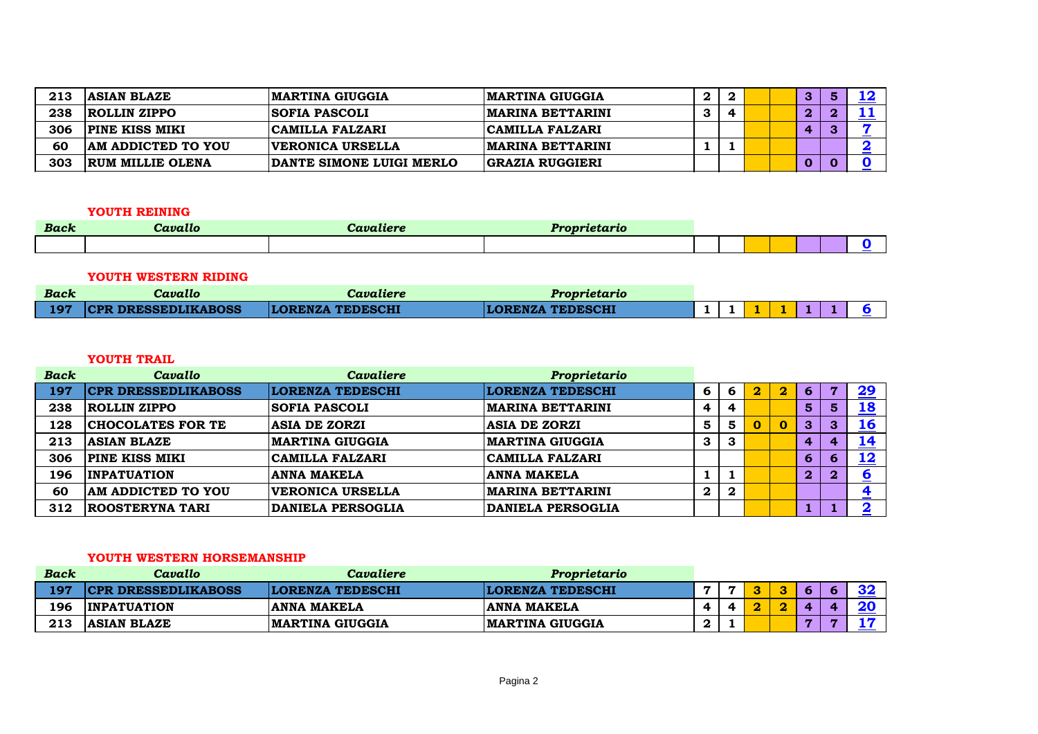| | | | | | | | | | | |
|---|---|---|---|---|---|---|---|---|---|---|
| 213 | ASIAN BLAZE | MARTINA GIUGGIA | MARTINA GIUGGIA | 2 | 2 | | | 3 | 5 | 12 |
| 238 | ROLLIN ZIPPO | SOFIA PASCOLI | MARINA BETTARINI | 3 | 4 | | | 2 | 2 | 11 |
| 306 | PINE KISS MIKI | CAMILLA FALZARI | CAMILLA FALZARI | | | | | 4 | 3 | 7 |
| 60 | AM ADDICTED TO YOU | VERONICA URSELLA | MARINA BETTARINI | 1 | 1 | | | | | 2 |
| 303 | RUM MILLIE OLENA | DANTE SIMONE LUIGI MERLO | GRAZIA RUGGIERI | | | | | 0 | 0 | 0 |

**YOUTH REINING**

| *Back* | *Cavallo* | *Cavaliere* | *Proprietario* | | | | | | | |
|---|---|---|---|---|---|---|---|---|---|---|
| | | | | | | | | | | 0 |

**YOUTH WESTERN RIDING**

| *Back* | *Cavallo* | *Cavaliere* | *Proprietario* | | | | | | | |
|---|---|---|---|---|---|---|---|---|---|---|
| 197 | CPR DRESSEDLIKABOSS | LORENZA TEDESCHI | LORENZA TEDESCHI | 1 | 1 | 1 | 1 | 1 | 1 | 6 |

**YOUTH TRAIL**

| *Back* | *Cavallo* | *Cavaliere* | *Proprietario* | | | | | | | |
|---|---|---|---|---|---|---|---|---|---|---|
| 197 | CPR DRESSEDLIKABOSS | LORENZA TEDESCHI | LORENZA TEDESCHI | 6 | 6 | 2 | 2 | 6 | 7 | 29 |
| 238 | ROLLIN ZIPPO | SOFIA PASCOLI | MARINA BETTARINI | 4 | 4 | | | 5 | 5 | 18 |
| 128 | CHOCOLATES FOR TE | ASIA DE ZORZI | ASIA DE ZORZI | 5 | 5 | 0 | 0 | 3 | 3 | 16 |
| 213 | ASIAN BLAZE | MARTINA GIUGGIA | MARTINA GIUGGIA | 3 | 3 | | | 4 | 4 | 14 |
| 306 | PINE KISS MIKI | CAMILLA FALZARI | CAMILLA FALZARI | | | | | 6 | 6 | 12 |
| 196 | INPATUATION | ANNA MAKELA | ANNA MAKELA | 1 | 1 | | | 2 | 2 | 6 |
| 60 | AM ADDICTED TO YOU | VERONICA URSELLA | MARINA BETTARINI | 2 | 2 | | | | | 4 |
| 312 | ROOSTERYNA TARI | DANIELA PERSOGLIA | DANIELA PERSOGLIA | | | | | 1 | 1 | 2 |

**YOUTH WESTERN HORSEMANSHIP**

| *Back* | *Cavallo* | *Cavaliere* | *Proprietario* | | | | | | | |
|---|---|---|---|---|---|---|---|---|---|---|
| 197 | CPR DRESSEDLIKABOSS | LORENZA TEDESCHI | LORENZA TEDESCHI | 7 | 7 | 3 | 3 | 6 | 6 | 32 |
| 196 | INPATUATION | ANNA MAKELA | ANNA MAKELA | 4 | 4 | 2 | 2 | 4 | 4 | 20 |
| 213 | ASIAN BLAZE | MARTINA GIUGGIA | MARTINA GIUGGIA | 2 | 1 | | | 7 | 7 | 17 |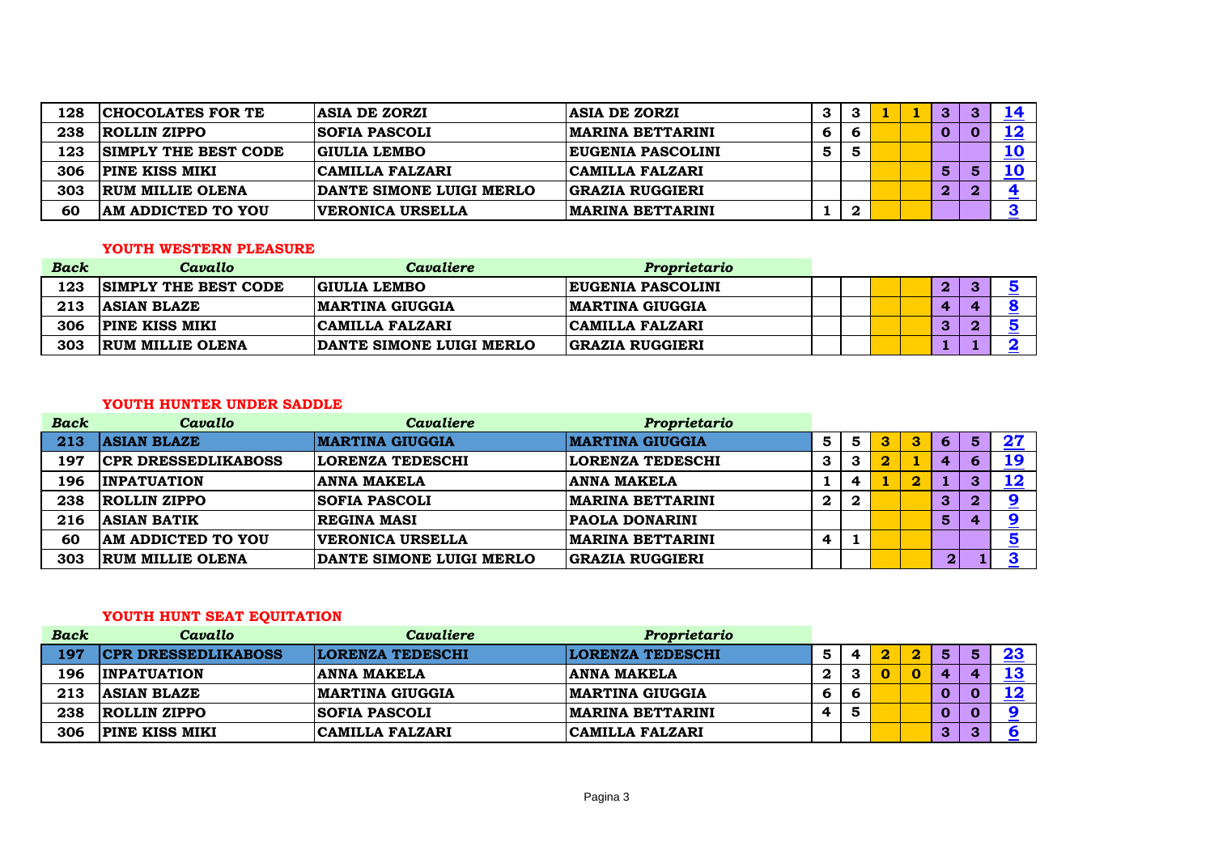| | | | | | | | | | | |
|---|---|---|---|---|---|---|---|---|---|---|
| 128 | CHOCOLATES FOR TE | ASIA DE ZORZI | ASIA DE ZORZI | 3 | 3 | 1 | 1 | 3 | 3 | 14 |
| 238 | ROLLIN ZIPPO | SOFIA PASCOLI | MARINA BETTARINI | 6 | 6 | | | 0 | 0 | 12 |
| 123 | SIMPLY THE BEST CODE | GIULIA LEMBO | EUGENIA PASCOLINI | 5 | 5 | | | | | 10 |
| 306 | PINE KISS MIKI | CAMILLA FALZARI | CAMILLA FALZARI | | | | | 5 | 5 | 10 |
| 303 | RUM MILLIE OLENA | DANTE SIMONE LUIGI MERLO | GRAZIA RUGGIERI | | | | | 2 | 2 | 4 |
| 60 | AM ADDICTED TO YOU | VERONICA URSELLA | MARINA BETTARINI | 1 | 2 | | | | | 3 |

**YOUTH WESTERN PLEASURE**

| *Back* | *Cavallo* | *Cavaliere* | *Proprietario* | | | | | | | |
|---|---|---|---|---|---|---|---|---|---|---|
| 123 | SIMPLY THE BEST CODE | GIULIA LEMBO | EUGENIA PASCOLINI | | | | | 2 | 3 | 5 |
| 213 | ASIAN BLAZE | MARTINA GIUGGIA | MARTINA GIUGGIA | | | | | 4 | 4 | 8 |
| 306 | PINE KISS MIKI | CAMILLA FALZARI | CAMILLA FALZARI | | | | | 3 | 2 | 5 |
| 303 | RUM MILLIE OLENA | DANTE SIMONE LUIGI MERLO | GRAZIA RUGGIERI | | | | | 1 | 1 | 2 |

**YOUTH HUNTER UNDER SADDLE**

| *Back* | *Cavallo* | *Cavaliere* | *Proprietario* | | | | | | | |
|---|---|---|---|---|---|---|---|---|---|---|
| 213 | ASIAN BLAZE | MARTINA GIUGGIA | MARTINA GIUGGIA | 5 | 5 | 3 | 3 | 6 | 5 | 27 |
| 197 | CPR DRESSEDLIKABOSS | LORENZA TEDESCHI | LORENZA TEDESCHI | 3 | 3 | 2 | 1 | 4 | 6 | 19 |
| 196 | INPATUATION | ANNA MAKELA | ANNA MAKELA | 1 | 4 | 1 | 2 | 1 | 3 | 12 |
| 238 | ROLLIN ZIPPO | SOFIA PASCOLI | MARINA BETTARINI | 2 | 2 | | | 3 | 2 | 9 |
| 216 | ASIAN BATIK | REGINA MASI | PAOLA DONARINI | | | | | 5 | 4 | 9 |
| 60 | AM ADDICTED TO YOU | VERONICA URSELLA | MARINA BETTARINI | 4 | 1 | | | | | 5 |
| 303 | RUM MILLIE OLENA | DANTE SIMONE LUIGI MERLO | GRAZIA RUGGIERI | | | | | 2 | 1 | 3 |

**YOUTH HUNT SEAT EQUITATION**

| *Back* | *Cavallo* | *Cavaliere* | *Proprietario* | | | | | | | |
|---|---|---|---|---|---|---|---|---|---|---|
| 197 | CPR DRESSEDLIKABOSS | LORENZA TEDESCHI | LORENZA TEDESCHI | 5 | 4 | 2 | 2 | 5 | 5 | 23 |
| 196 | INPATUATION | ANNA MAKELA | ANNA MAKELA | 2 | 3 | 0 | 0 | 4 | 4 | 13 |
| 213 | ASIAN BLAZE | MARTINA GIUGGIA | MARTINA GIUGGIA | 6 | 6 | | | 0 | 0 | 12 |
| 238 | ROLLIN ZIPPO | SOFIA PASCOLI | MARINA BETTARINI | 4 | 5 | | | 0 | 0 | 9 |
| 306 | PINE KISS MIKI | CAMILLA FALZARI | CAMILLA FALZARI | | | | | 3 | 3 | 6 |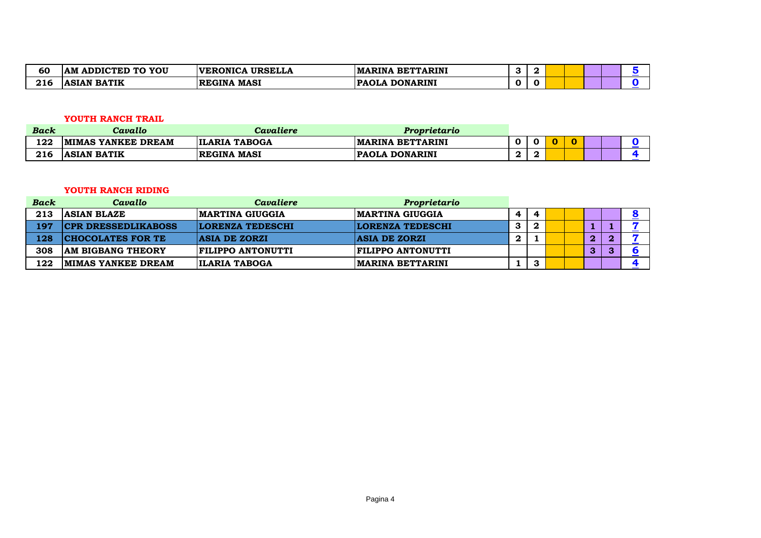| | | | | | | | | | | |
|---|---|---|---|---|---|---|---|---|---|---|
| 60 | AM ADDICTED TO YOU | VERONICA URSELLA | MARINA BETTARINI | 3 | 2 | | | | | 5 |
| 216 | ASIAN BATIK | REGINA MASI | PAOLA DONARINI | 0 | 0 | | | | | 0 |

### YOUTH RANCH TRAIL

| *Back* | *Cavallo* | *Cavaliere* | *Proprietario* | | | | | | | |
|---|---|---|---|---|---|---|---|---|---|---|
| 122 | MIMAS YANKEE DREAM | ILARIA TABOGA | MARINA BETTARINI | 0 | 0 | 0 | 0 | | | 0 |
| 216 | ASIAN BATIK | REGINA MASI | PAOLA DONARINI | 2 | 2 | | | | | 4 |

### YOUTH RANCH RIDING

| *Back* | *Cavallo* | *Cavaliere* | *Proprietario* | | | | | | | |
|---|---|---|---|---|---|---|---|---|---|---|
| 213 | ASIAN BLAZE | MARTINA GIUGGIA | MARTINA GIUGGIA | 4 | 4 | | | | | 8 |
| 197 | CPR DRESSEDLIKABOSS | LORENZA TEDESCHI | LORENZA TEDESCHI | 3 | 2 | | | 1 | 1 | 7 |
| 128 | CHOCOLATES FOR TE | ASIA DE ZORZI | ASIA DE ZORZI | 2 | 1 | | | 2 | 2 | 7 |
| 308 | AM BIGBANG THEORY | FILIPPO ANTONUTTI | FILIPPO ANTONUTTI | | | | | 3 | 3 | 6 |
| 122 | MIMAS YANKEE DREAM | ILARIA TABOGA | MARINA BETTARINI | 1 | 3 | | | | | 4 |